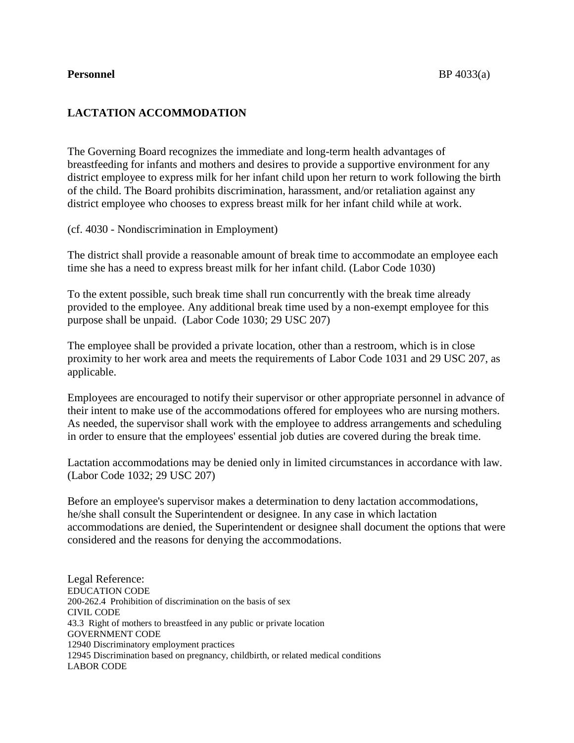**Personnel** BP 4033(a)

# LACTATION ACCOMMODATION

The Governing Board recognizes the immediate and long-term health advantages of breastfeeding for infants and mothers and desires to provide a supportive environment for any district employee to express milk for her infant child upon her return to work following the birth of the child. The Board prohibits discrimination, harassment, and/or retaliation against any district employee who chooses to express breast milk for her infant child while at work.

(cf. 4030 - Nondiscrimination in Employment)

The district shall provide a reasonable amount of break time to accommodate an employee each time she has a need to express breast milk for her infant child. (Labor Code 1030)

To the extent possible, such break time shall run concurrently with the break time already provided to the employee. Any additional break time used by a non-exempt employee for this purpose shall be unpaid. (Labor Code 1030; 29 USC 207)

The employee shall be provided a private location, other than a restroom, which is in close proximity to her work area and meets the requirements of Labor Code 1031 and 29 USC 207, as applicable.

Employees are encouraged to notify their supervisor or other appropriate personnel in advance of their intent to make use of the accommodations offered for employees who are nursing mothers. As needed, the supervisor shall work with the employee to address arrangements and scheduling in order to ensure that the employees' essential job duties are covered during the break time.

Lactation accommodations may be denied only in limited circumstances in accordance with law. (Labor Code 1032; 29 USC 207)

Before an employee's supervisor makes a determination to deny lactation accommodations, he/she shall consult the Superintendent or designee. In any case in which lactation accommodations are denied, the Superintendent or designee shall document the options that were considered and the reasons for denying the accommodations.

Legal Reference:
EDUCATION CODE
200-262.4 Prohibition of discrimination on the basis of sex
CIVIL CODE
43.3 Right of mothers to breastfeed in any public or private location
GOVERNMENT CODE
12940 Discriminatory employment practices
12945 Discrimination based on pregnancy, childbirth, or related medical conditions
LABOR CODE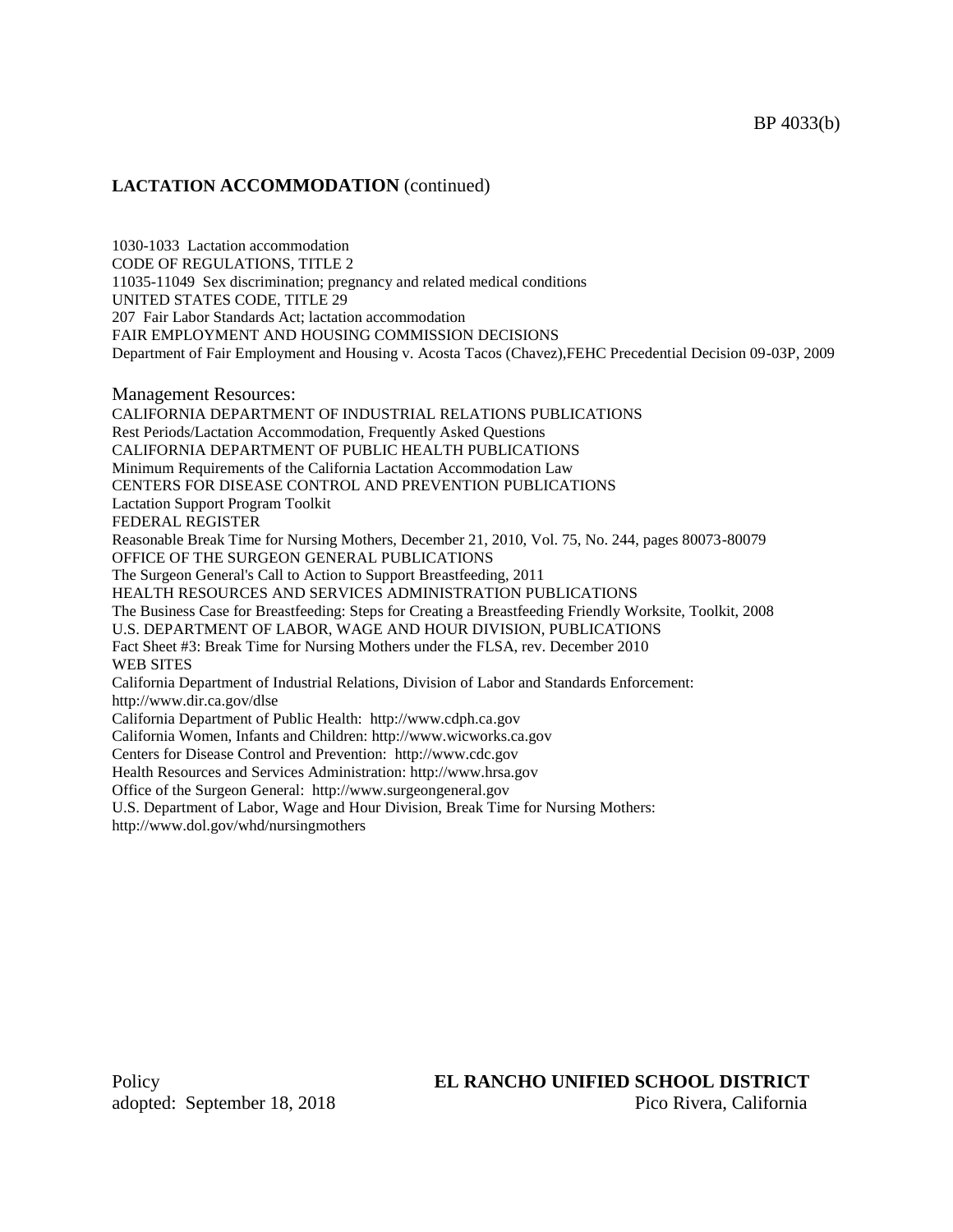## LACTATION ACCOMMODATION (continued)

1030-1033 Lactation accommodation
CODE OF REGULATIONS, TITLE 2
11035-11049 Sex discrimination; pregnancy and related medical conditions
UNITED STATES CODE, TITLE 29
207 Fair Labor Standards Act; lactation accommodation
FAIR EMPLOYMENT AND HOUSING COMMISSION DECISIONS
Department of Fair Employment and Housing v. Acosta Tacos (Chavez),FEHC Precedential Decision 09-03P, 2009

Management Resources:
CALIFORNIA DEPARTMENT OF INDUSTRIAL RELATIONS PUBLICATIONS
Rest Periods/Lactation Accommodation, Frequently Asked Questions
CALIFORNIA DEPARTMENT OF PUBLIC HEALTH PUBLICATIONS
Minimum Requirements of the California Lactation Accommodation Law
CENTERS FOR DISEASE CONTROL AND PREVENTION PUBLICATIONS
Lactation Support Program Toolkit
FEDERAL REGISTER
Reasonable Break Time for Nursing Mothers, December 21, 2010, Vol. 75, No. 244, pages 80073-80079
OFFICE OF THE SURGEON GENERAL PUBLICATIONS
The Surgeon General's Call to Action to Support Breastfeeding, 2011
HEALTH RESOURCES AND SERVICES ADMINISTRATION PUBLICATIONS
The Business Case for Breastfeeding: Steps for Creating a Breastfeeding Friendly Worksite, Toolkit, 2008
U.S. DEPARTMENT OF LABOR, WAGE AND HOUR DIVISION, PUBLICATIONS
Fact Sheet #3: Break Time for Nursing Mothers under the FLSA, rev. December 2010
WEB SITES
California Department of Industrial Relations, Division of Labor and Standards Enforcement:
http://www.dir.ca.gov/dlse
California Department of Public Health: http://www.cdph.ca.gov
California Women, Infants and Children: http://www.wicworks.ca.gov
Centers for Disease Control and Prevention: http://www.cdc.gov
Health Resources and Services Administration: http://www.hrsa.gov
Office of the Surgeon General: http://www.surgeongeneral.gov
U.S. Department of Labor, Wage and Hour Division, Break Time for Nursing Mothers:
http://www.dol.gov/whd/nursingmothers

Policy
adopted: September 18, 2018

**EL RANCHO UNIFIED SCHOOL DISTRICT**
Pico Rivera, California